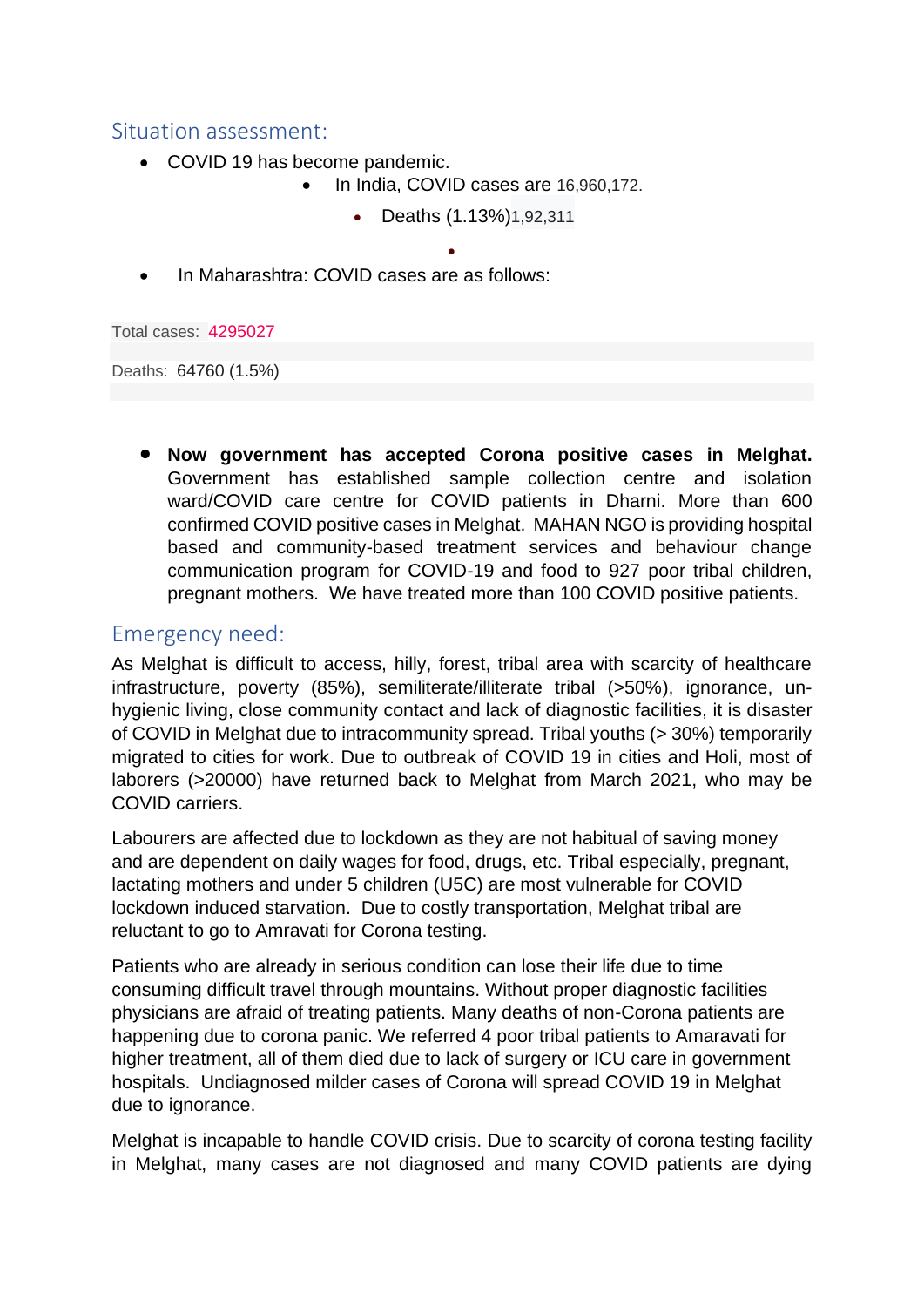## Situation assessment:

- COVID 19 has become pandemic.
    - In India, COVID cases are 16,960,172.
        - Deaths (1.13%)1,92,311
- In Maharashtra: COVID cases are as follows:

Total cases: 4295027

Deaths: 64760 (1.5%)

- **Now government has accepted Corona positive cases in Melghat.** Government has established sample collection centre and isolation ward/COVID care centre for COVID patients in Dharni. More than 600 confirmed COVID positive cases in Melghat. MAHAN NGO is providing hospital based and community-based treatment services and behaviour change communication program for COVID-19 and food to 927 poor tribal children, pregnant mothers. We have treated more than 100 COVID positive patients.

## Emergency need:

As Melghat is difficult to access, hilly, forest, tribal area with scarcity of healthcare infrastructure, poverty (85%), semiliterate/illiterate tribal (>50%), ignorance, un-hygienic living, close community contact and lack of diagnostic facilities, it is disaster of COVID in Melghat due to intracommunity spread. Tribal youths (> 30%) temporarily migrated to cities for work. Due to outbreak of COVID 19 in cities and Holi, most of laborers (>20000) have returned back to Melghat from March 2021, who may be COVID carriers.

Labourers are affected due to lockdown as they are not habitual of saving money and are dependent on daily wages for food, drugs, etc. Tribal especially, pregnant, lactating mothers and under 5 children (U5C) are most vulnerable for COVID lockdown induced starvation. Due to costly transportation, Melghat tribal are reluctant to go to Amravati for Corona testing.

Patients who are already in serious condition can lose their life due to time consuming difficult travel through mountains. Without proper diagnostic facilities physicians are afraid of treating patients. Many deaths of non-Corona patients are happening due to corona panic. We referred 4 poor tribal patients to Amaravati for higher treatment, all of them died due to lack of surgery or ICU care in government hospitals. Undiagnosed milder cases of Corona will spread COVID 19 in Melghat due to ignorance.

Melghat is incapable to handle COVID crisis. Due to scarcity of corona testing facility in Melghat, many cases are not diagnosed and many COVID patients are dying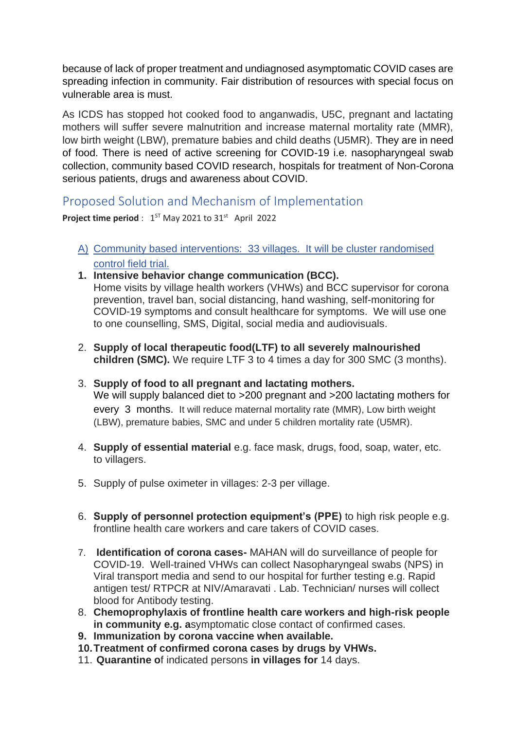because of lack of proper treatment and undiagnosed asymptomatic COVID cases are spreading infection in community. Fair distribution of resources with special focus on vulnerable area is must.

As ICDS has stopped hot cooked food to anganwadis, U5C, pregnant and lactating mothers will suffer severe malnutrition and increase maternal mortality rate (MMR), low birth weight (LBW), premature babies and child deaths (U5MR). They are in need of food. There is need of active screening for COVID-19 i.e. nasopharyngeal swab collection, community based COVID research, hospitals for treatment of Non-Corona serious patients, drugs and awareness about COVID.

## Proposed Solution and Mechanism of Implementation

**Project time period** : 1[ST] May 2021 to 31[st] April 2022

A) Community based interventions: 33 villages. It will be cluster randomised control field trial.

1. **Intensive behavior change communication (BCC).** Home visits by village health workers (VHWs) and BCC supervisor for corona prevention, travel ban, social distancing, hand washing, self-monitoring for COVID-19 symptoms and consult healthcare for symptoms. We will use one to one counselling, SMS, Digital, social media and audiovisuals.
2. **Supply of local therapeutic food(LTF) to all severely malnourished children (SMC).** We require LTF 3 to 4 times a day for 300 SMC (3 months).
3. **Supply of food to all pregnant and lactating mothers.** We will supply balanced diet to >200 pregnant and >200 lactating mothers for every 3 months. It will reduce maternal mortality rate (MMR), Low birth weight (LBW), premature babies, SMC and under 5 children mortality rate (U5MR).
4. **Supply of essential material** e.g. face mask, drugs, food, soap, water, etc. to villagers.
5. Supply of pulse oximeter in villages: 2-3 per village.
6. **Supply of personnel protection equipment's (PPE)** to high risk people e.g. frontline health care workers and care takers of COVID cases.
7. **Identification of corona cases-** MAHAN will do surveillance of people for COVID-19. Well-trained VHWs can collect Nasopharyngeal swabs (NPS) in Viral transport media and send to our hospital for further testing e.g. Rapid antigen test/ RTPCR at NIV/Amaravati . Lab. Technician/ nurses will collect blood for Antibody testing.
8. **Chemoprophylaxis of frontline health care workers and high-risk people in community e.g. a**symptomatic close contact of confirmed cases.
9. **Immunization by corona vaccine when available.**
10. **Treatment of confirmed corona cases by drugs by VHWs.**
11. **Quarantine o**f indicated persons **in villages for** 14 days.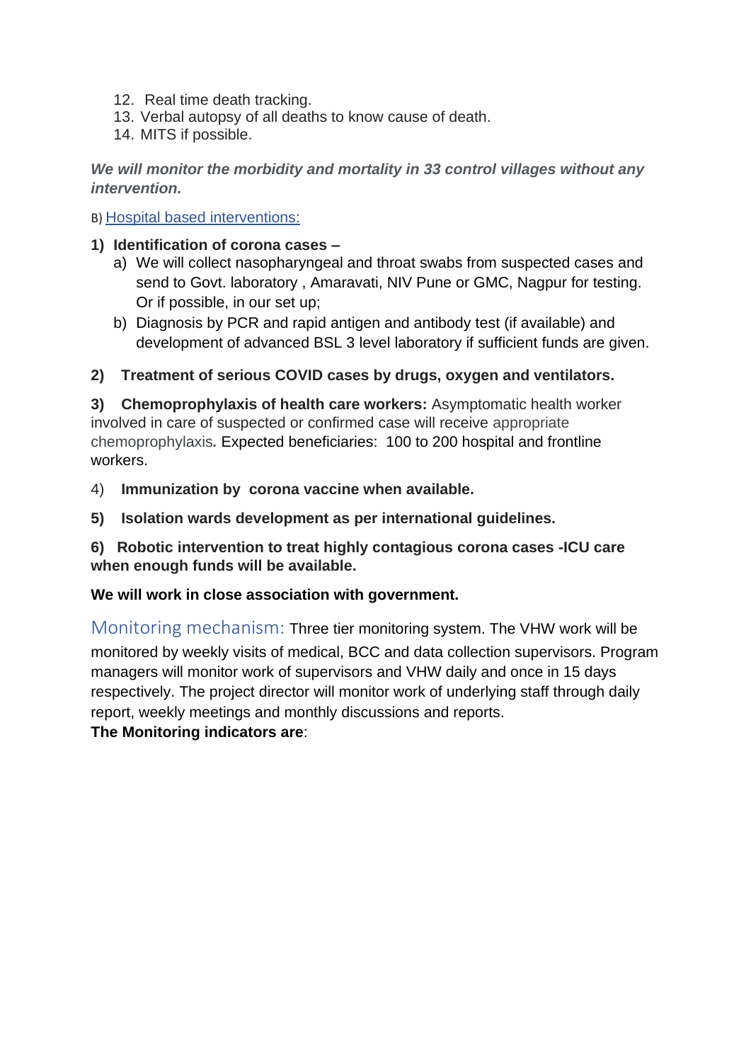12. Real time death tracking.
13. Verbal autopsy of all deaths to know cause of death.
14. MITS if possible.

***We will monitor the morbidity and mortality in 33 control villages without any intervention.***

B) Hospital based interventions:

**1) Identification of corona cases –**

a) We will collect nasopharyngeal and throat swabs from suspected cases and send to Govt. laboratory , Amaravati, NIV Pune or GMC, Nagpur for testing. Or if possible, in our set up;

b) Diagnosis by PCR and rapid antigen and antibody test (if available) and development of advanced BSL 3 level laboratory if sufficient funds are given.

**2) Treatment of serious COVID cases by drugs, oxygen and ventilators.**

**3) Chemoprophylaxis of health care workers:** Asymptomatic health worker involved in care of suspected or confirmed case will receive appropriate chemoprophylaxis*.* Expected beneficiaries: 100 to 200 hospital and frontline workers.

4) **Immunization by corona vaccine when available.**

**5) Isolation wards development as per international guidelines.**

**6) Robotic intervention to treat highly contagious corona cases -ICU care when enough funds will be available.**

**We will work in close association with government.**

Monitoring mechanism: Three tier monitoring system. The VHW work will be monitored by weekly visits of medical, BCC and data collection supervisors. Program managers will monitor work of supervisors and VHW daily and once in 15 days respectively. The project director will monitor work of underlying staff through daily report, weekly meetings and monthly discussions and reports.

**The Monitoring indicators are**: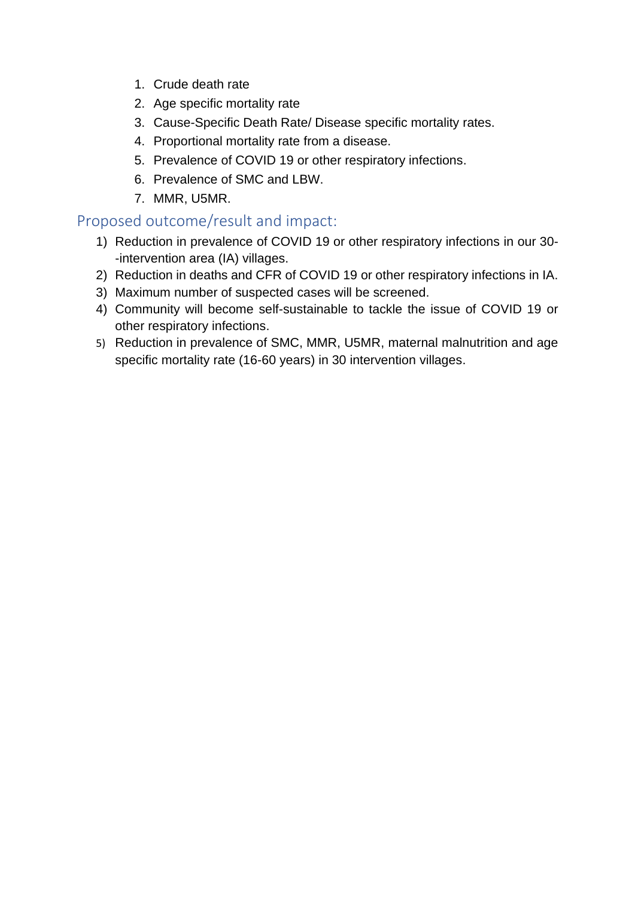1. Crude death rate
2. Age specific mortality rate
3. Cause-Specific Death Rate/ Disease specific mortality rates.
4. Proportional mortality rate from a disease.
5. Prevalence of COVID 19 or other respiratory infections.
6. Prevalence of SMC and LBW.
7. MMR, U5MR.

## Proposed outcome/result and impact:

1) Reduction in prevalence of COVID 19 or other respiratory infections in our 30--intervention area (IA) villages.
2) Reduction in deaths and CFR of COVID 19 or other respiratory infections in IA.
3) Maximum number of suspected cases will be screened.
4) Community will become self-sustainable to tackle the issue of COVID 19 or other respiratory infections.
5) Reduction in prevalence of SMC, MMR, U5MR, maternal malnutrition and age specific mortality rate (16-60 years) in 30 intervention villages.